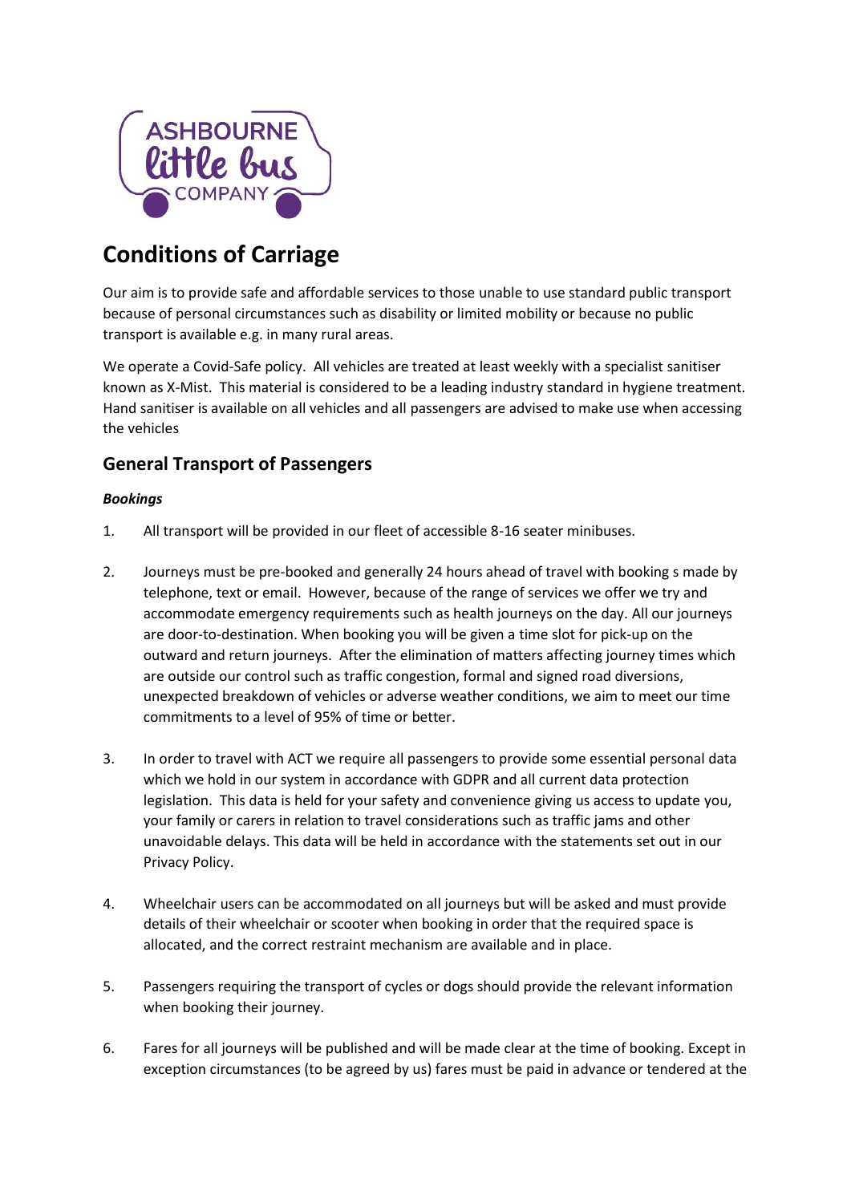# Conditions of Carriage

Our aim is to provide safe and affordable services to those unable to use standard public transport because of personal circumstances such as disability or limited mobility or because no public transport is available e.g. in many rural areas.

We operate a Covid-Safe policy. All vehicles are treated at least weekly with a specialist sanitiser known as X-Mist. This material is considered to be a leading industry standard in hygiene treatment. Hand sanitiser is available on all vehicles and all passengers are advised to make use when accessing the vehicles

## General Transport of Passengers

***Bookings***

1. All transport will be provided in our fleet of accessible 8-16 seater minibuses.

2. Journeys must be pre-booked and generally 24 hours ahead of travel with booking s made by telephone, text or email. However, because of the range of services we offer we try and accommodate emergency requirements such as health journeys on the day. All our journeys are door-to-destination. When booking you will be given a time slot for pick-up on the outward and return journeys. After the elimination of matters affecting journey times which are outside our control such as traffic congestion, formal and signed road diversions, unexpected breakdown of vehicles or adverse weather conditions, we aim to meet our time commitments to a level of 95% of time or better.

3. In order to travel with ACT we require all passengers to provide some essential personal data which we hold in our system in accordance with GDPR and all current data protection legislation. This data is held for your safety and convenience giving us access to update you, your family or carers in relation to travel considerations such as traffic jams and other unavoidable delays. This data will be held in accordance with the statements set out in our Privacy Policy.

4. Wheelchair users can be accommodated on all journeys but will be asked and must provide details of their wheelchair or scooter when booking in order that the required space is allocated, and the correct restraint mechanism are available and in place.

5. Passengers requiring the transport of cycles or dogs should provide the relevant information when booking their journey.

6. Fares for all journeys will be published and will be made clear at the time of booking. Except in exception circumstances (to be agreed by us) fares must be paid in advance or tendered at the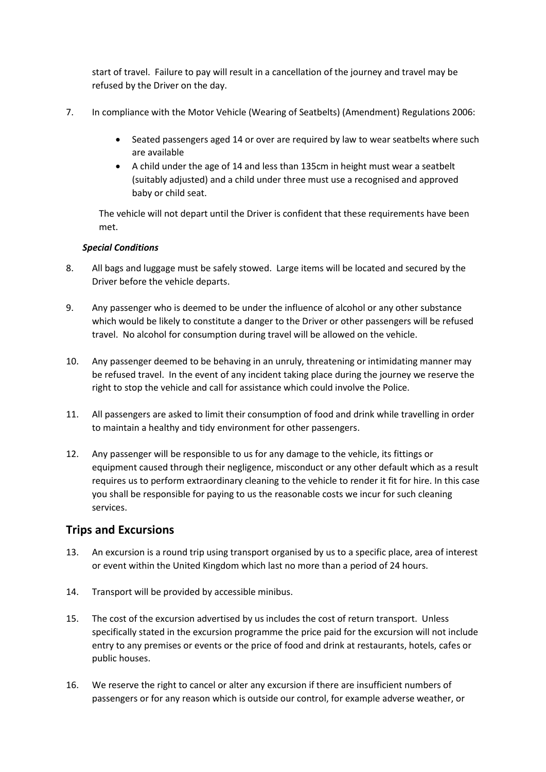start of travel. Failure to pay will result in a cancellation of the journey and travel may be refused by the Driver on the day.

7. In compliance with the Motor Vehicle (Wearing of Seatbelts) (Amendment) Regulations 2006:

    - Seated passengers aged 14 or over are required by law to wear seatbelts where such are available
    - A child under the age of 14 and less than 135cm in height must wear a seatbelt (suitably adjusted) and a child under three must use a recognised and approved baby or child seat.

    The vehicle will not depart until the Driver is confident that these requirements have been met.

***Special Conditions***

8. All bags and luggage must be safely stowed. Large items will be located and secured by the Driver before the vehicle departs.

9. Any passenger who is deemed to be under the influence of alcohol or any other substance which would be likely to constitute a danger to the Driver or other passengers will be refused travel. No alcohol for consumption during travel will be allowed on the vehicle.

10. Any passenger deemed to be behaving in an unruly, threatening or intimidating manner may be refused travel. In the event of any incident taking place during the journey we reserve the right to stop the vehicle and call for assistance which could involve the Police.

11. All passengers are asked to limit their consumption of food and drink while travelling in order to maintain a healthy and tidy environment for other passengers.

12. Any passenger will be responsible to us for any damage to the vehicle, its fittings or equipment caused through their negligence, misconduct or any other default which as a result requires us to perform extraordinary cleaning to the vehicle to render it fit for hire. In this case you shall be responsible for paying to us the reasonable costs we incur for such cleaning services.

## Trips and Excursions

13. An excursion is a round trip using transport organised by us to a specific place, area of interest or event within the United Kingdom which last no more than a period of 24 hours.

14. Transport will be provided by accessible minibus.

15. The cost of the excursion advertised by us includes the cost of return transport. Unless specifically stated in the excursion programme the price paid for the excursion will not include entry to any premises or events or the price of food and drink at restaurants, hotels, cafes or public houses.

16. We reserve the right to cancel or alter any excursion if there are insufficient numbers of passengers or for any reason which is outside our control, for example adverse weather, or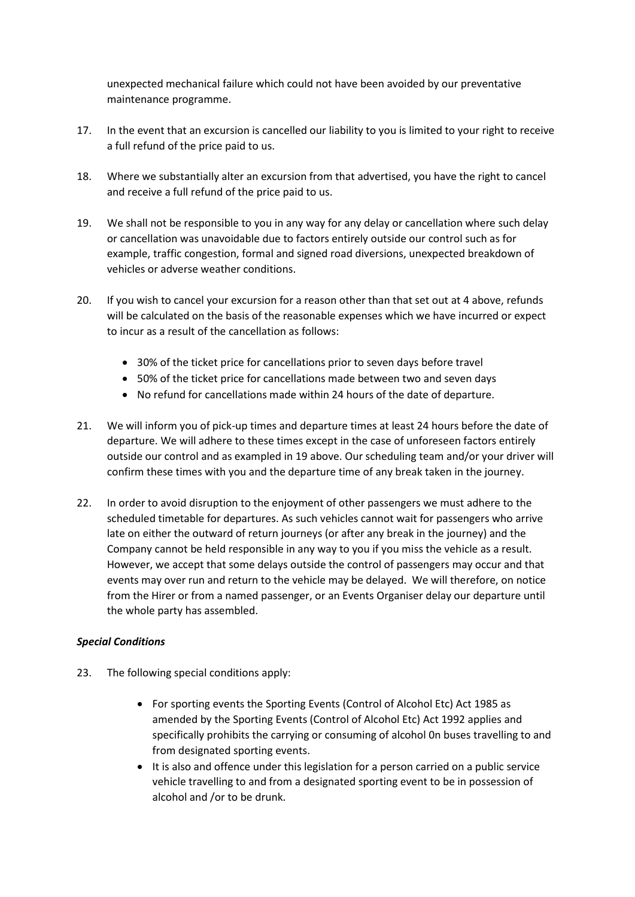unexpected mechanical failure which could not have been avoided by our preventative maintenance programme.

17. In the event that an excursion is cancelled our liability to you is limited to your right to receive a full refund of the price paid to us.

18. Where we substantially alter an excursion from that advertised, you have the right to cancel and receive a full refund of the price paid to us.

19. We shall not be responsible to you in any way for any delay or cancellation where such delay or cancellation was unavoidable due to factors entirely outside our control such as for example, traffic congestion, formal and signed road diversions, unexpected breakdown of vehicles or adverse weather conditions.

20. If you wish to cancel your excursion for a reason other than that set out at 4 above, refunds will be calculated on the basis of the reasonable expenses which we have incurred or expect to incur as a result of the cancellation as follows:

    - 30% of the ticket price for cancellations prior to seven days before travel
    - 50% of the ticket price for cancellations made between two and seven days
    - No refund for cancellations made within 24 hours of the date of departure.

21. We will inform you of pick-up times and departure times at least 24 hours before the date of departure. We will adhere to these times except in the case of unforeseen factors entirely outside our control and as exampled in 19 above. Our scheduling team and/or your driver will confirm these times with you and the departure time of any break taken in the journey.

22. In order to avoid disruption to the enjoyment of other passengers we must adhere to the scheduled timetable for departures. As such vehicles cannot wait for passengers who arrive late on either the outward of return journeys (or after any break in the journey) and the Company cannot be held responsible in any way to you if you miss the vehicle as a result. However, we accept that some delays outside the control of passengers may occur and that events may over run and return to the vehicle may be delayed. We will therefore, on notice from the Hirer or from a named passenger, or an Events Organiser delay our departure until the whole party has assembled.

***Special Conditions***

23. The following special conditions apply:

    - For sporting events the Sporting Events (Control of Alcohol Etc) Act 1985 as amended by the Sporting Events (Control of Alcohol Etc) Act 1992 applies and specifically prohibits the carrying or consuming of alcohol 0n buses travelling to and from designated sporting events.
    - It is also and offence under this legislation for a person carried on a public service vehicle travelling to and from a designated sporting event to be in possession of alcohol and /or to be drunk.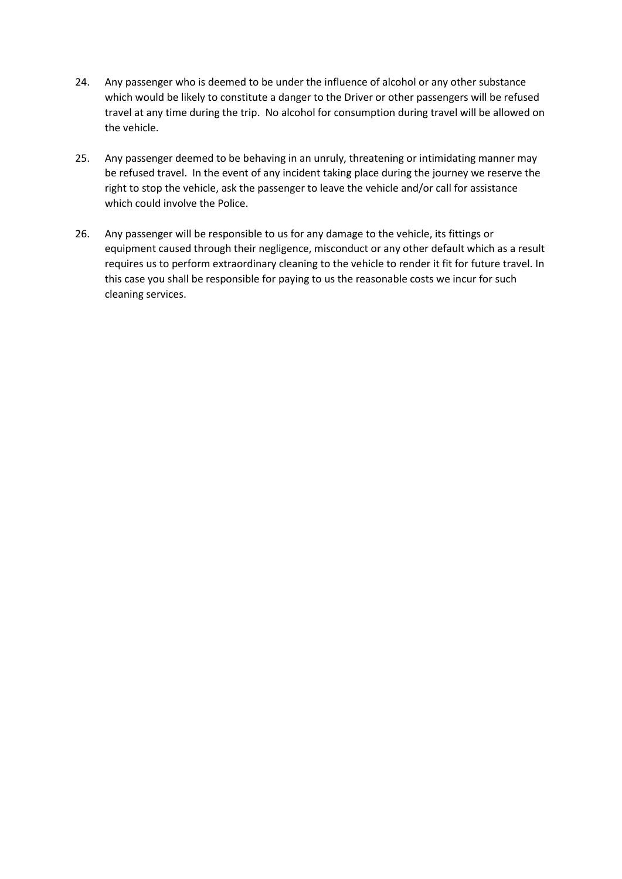24. Any passenger who is deemed to be under the influence of alcohol or any other substance which would be likely to constitute a danger to the Driver or other passengers will be refused travel at any time during the trip. No alcohol for consumption during travel will be allowed on the vehicle.

25. Any passenger deemed to be behaving in an unruly, threatening or intimidating manner may be refused travel. In the event of any incident taking place during the journey we reserve the right to stop the vehicle, ask the passenger to leave the vehicle and/or call for assistance which could involve the Police.

26. Any passenger will be responsible to us for any damage to the vehicle, its fittings or equipment caused through their negligence, misconduct or any other default which as a result requires us to perform extraordinary cleaning to the vehicle to render it fit for future travel. In this case you shall be responsible for paying to us the reasonable costs we incur for such cleaning services.